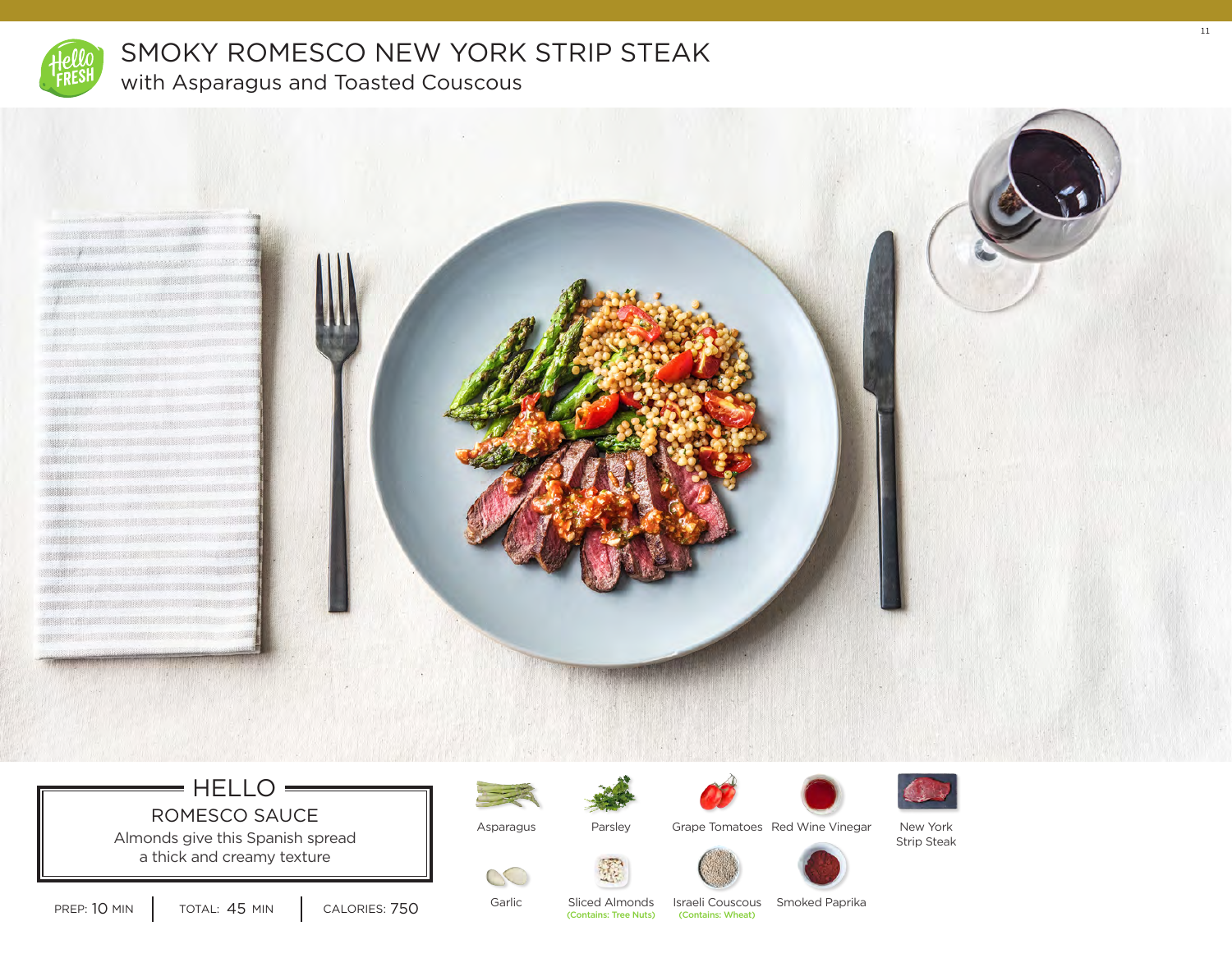# SMOKY ROMESCO NEW YORK STRIP STEAK

## with Asparagus and Toasted Couscous

### HELLO
### ROMESCO SAUCE

Almonds give this Spanish spread a thick and creamy texture

PREP: 10 MIN | TOTAL: 45 MIN | CALORIES: 750

- Asparagus
- Parsley
- Grape Tomatoes
- Red Wine Vinegar
- New York Strip Steak
- Garlic
- Sliced Almonds (Contains: Tree Nuts)
- Israeli Couscous (Contains: Wheat)
- Smoked Paprika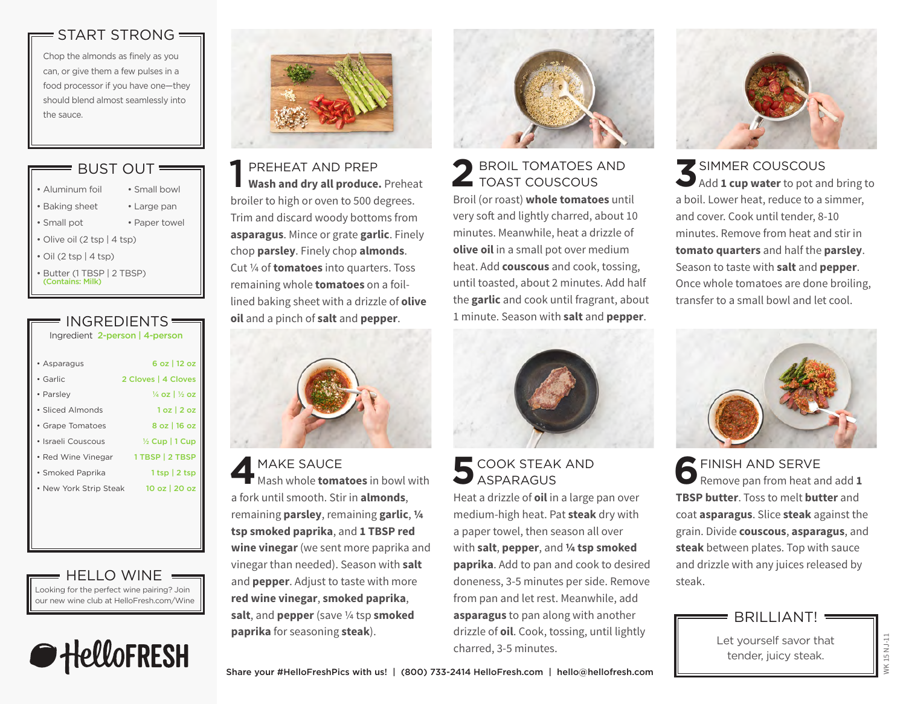## START STRONG

Chop the almonds as finely as you can, or give them a few pulses in a food processor if you have one—they should blend almost seamlessly into the sauce.

## BUST OUT

- Aluminum foil
- Baking sheet
- Small pot
- Small bowl
- Large pan
- Paper towel
- Olive oil (2 tsp | 4 tsp)
- Oil (2 tsp | 4 tsp)
- Butter (1 TBSP | 2 TBSP) (Contains: Milk)

## INGREDIENTS

| Ingredient | 2-person \| 4-person |
|---|---|
| Asparagus | 6 oz \| 12 oz |
| Garlic | 2 Cloves \| 4 Cloves |
| Parsley | ¼ oz \| ½ oz |
| Sliced Almonds | 1 oz \| 2 oz |
| Grape Tomatoes | 8 oz \| 16 oz |
| Israeli Couscous | ½ Cup \| 1 Cup |
| Red Wine Vinegar | 1 TBSP \| 2 TBSP |
| Smoked Paprika | 1 tsp \| 2 tsp |
| New York Strip Steak | 10 oz \| 20 oz |

## HELLO WINE

Looking for the perfect wine pairing? Join our new wine club at HelloFresh.com/Wine

HelloFRESH

## 1 PREHEAT AND PREP

**Wash and dry all produce.** Preheat broiler to high or oven to 500 degrees. Trim and discard woody bottoms from **asparagus**. Mince or grate **garlic**. Finely chop **parsley**. Finely chop **almonds**. Cut ¼ of **tomatoes** into quarters. Toss remaining whole **tomatoes** on a foil-lined baking sheet with a drizzle of **olive oil** and a pinch of **salt** and **pepper**.

## 2 BROIL TOMATOES AND TOAST COUSCOUS

Broil (or roast) **whole tomatoes** until very soft and lightly charred, about 10 minutes. Meanwhile, heat a drizzle of **olive oil** in a small pot over medium heat. Add **couscous** and cook, tossing, until toasted, about 2 minutes. Add half the **garlic** and cook until fragrant, about 1 minute. Season with **salt** and **pepper**.

## 3 SIMMER COUSCOUS

Add **1 cup water** to pot and bring to a boil. Lower heat, reduce to a simmer, and cover. Cook until tender, 8-10 minutes. Remove from heat and stir in **tomato quarters** and half the **parsley**. Season to taste with **salt** and **pepper**. Once whole tomatoes are done broiling, transfer to a small bowl and let cool.

## 4 MAKE SAUCE

Mash whole **tomatoes** in bowl with a fork until smooth. Stir in **almonds**, remaining **parsley**, remaining **garlic**, **¼ tsp smoked paprika**, and **1 TBSP red wine vinegar** (we sent more paprika and vinegar than needed). Season with **salt** and **pepper**. Adjust to taste with more **red wine vinegar**, **smoked paprika**, **salt**, and **pepper** (save ¼ tsp **smoked paprika** for seasoning **steak**).

## 5 COOK STEAK AND ASPARAGUS

Heat a drizzle of **oil** in a large pan over medium-high heat. Pat **steak** dry with a paper towel, then season all over with **salt**, **pepper**, and **¼ tsp smoked paprika**. Add to pan and cook to desired doneness, 3-5 minutes per side. Remove from pan and let rest. Meanwhile, add **asparagus** to pan along with another drizzle of **oil**. Cook, tossing, until lightly charred, 3-5 minutes.

## 6 FINISH AND SERVE

Remove pan from heat and add **1 TBSP butter**. Toss to melt **butter** and coat **asparagus**. Slice **steak** against the grain. Divide **couscous**, **asparagus**, and **steak** between plates. Top with sauce and drizzle with any juices released by steak.

## BRILLIANT!

Let yourself savor that tender, juicy steak.

Share your #HelloFreshPics with us! | (800) 733-2414 HelloFresh.com | hello@hellofresh.com

WK 15 NJ-11